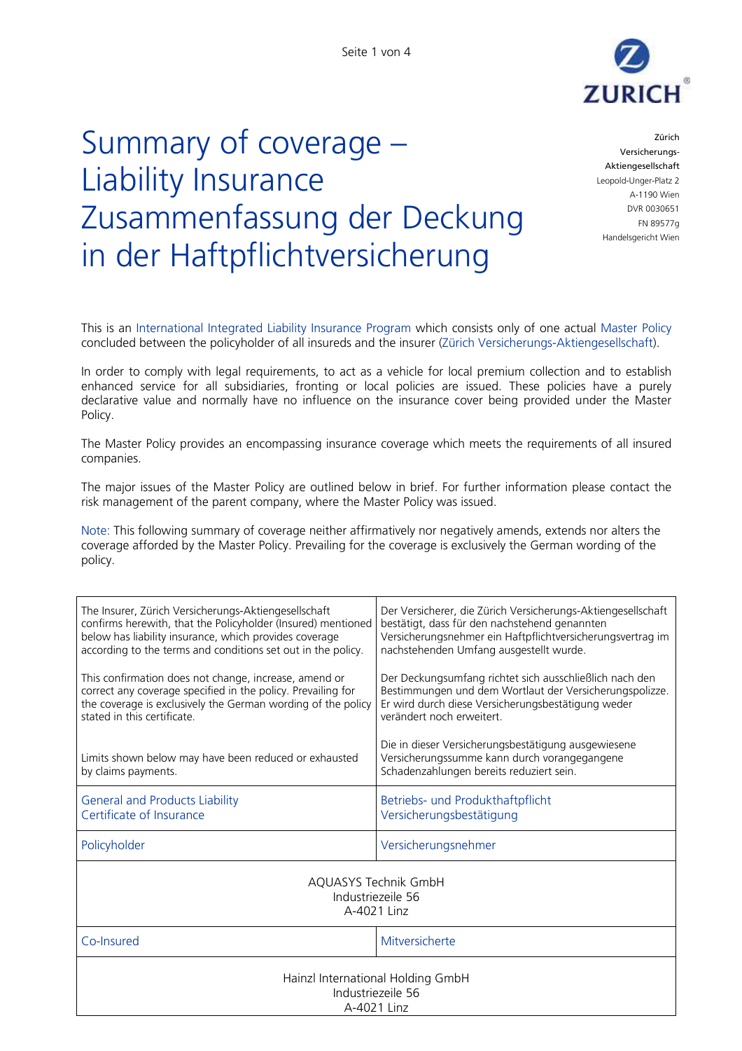# Summary of coverage – Liability Insurance
# Zusammenfassung der Deckung in der Haftpflichtversicherung

Zürich
Versicherungs-
Aktiengesellschaft
Leopold-Unger-Platz 2
A-1190 Wien
DVR 0030651
FN 89577g
Handelsgericht Wien

This is an International Integrated Liability Insurance Program which consists only of one actual Master Policy concluded between the policyholder of all insureds and the insurer (Zürich Versicherungs-Aktiengesellschaft).

In order to comply with legal requirements, to act as a vehicle for local premium collection and to establish enhanced service for all subsidiaries, fronting or local policies are issued. These policies have a purely declarative value and normally have no influence on the insurance cover being provided under the Master Policy.

The Master Policy provides an encompassing insurance coverage which meets the requirements of all insured companies.

The major issues of the Master Policy are outlined below in brief. For further information please contact the risk management of the parent company, where the Master Policy was issued.

Note: This following summary of coverage neither affirmatively nor negatively amends, extends nor alters the coverage afforded by the Master Policy. Prevailing for the coverage is exclusively the German wording of the policy.

| | |
|---|---|
| The Insurer, Zürich Versicherungs-Aktiengesellschaft confirms herewith, that the Policyholder (Insured) mentioned below has liability insurance, which provides coverage according to the terms and conditions set out in the policy.<br><br>This confirmation does not change, increase, amend or correct any coverage specified in the policy. Prevailing for the coverage is exclusively the German wording of the policy stated in this certificate.<br><br>Limits shown below may have been reduced or exhausted by claims payments. | Der Versicherer, die Zürich Versicherungs-Aktiengesellschaft bestätigt, dass für den nachstehend genannten Versicherungsnehmer ein Haftpflichtversicherungsvertrag im nachstehenden Umfang ausgestellt wurde.<br><br>Der Deckungsumfang richtet sich ausschließlich nach den Bestimmungen und dem Wortlaut der Versicherungspolizze. Er wird durch diese Versicherungsbestätigung weder verändert noch erweitert.<br><br>Die in dieser Versicherungsbestätigung ausgewiesene Versicherungssumme kann durch vorangegangene Schadenzahlungen bereits reduziert sein. |
| General and Products Liability<br>Certificate of Insurance | Betriebs- und Produkthaftpflicht<br>Versicherungsbestätigung |
| Policyholder | Versicherungsnehmer |
| AQUASYS Technik GmbH<br>Industriezeile 56<br>A-4021 Linz | |
| Co-Insured | Mitversicherte |
| Hainzl International Holding GmbH<br>Industriezeile 56<br>A-4021 Linz | |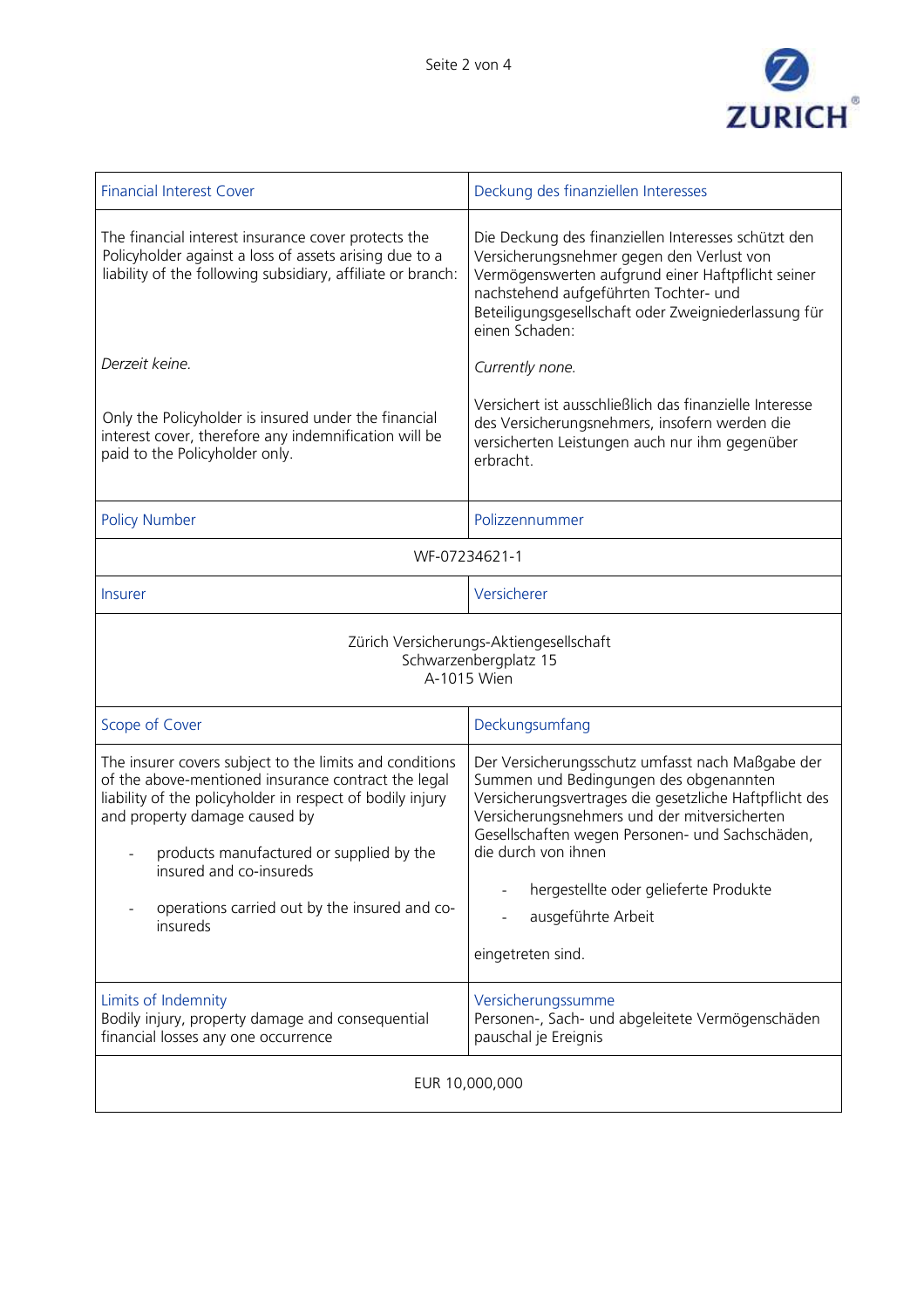| Financial Interest Cover | Deckung des finanziellen Interesses |
|---|---|
| The financial interest insurance cover protects the Policyholder against a loss of assets arising due to a liability of the following subsidiary, affiliate or branch:<br><br>*Derzeit keine.*<br><br>Only the Policyholder is insured under the financial interest cover, therefore any indemnification will be paid to the Policyholder only. | Die Deckung des finanziellen Interesses schützt den Versicherungsnehmer gegen den Verlust von Vermögenswerten aufgrund einer Haftpflicht seiner nachstehend aufgeführten Tochter- und Beteiligungsgesellschaft oder Zweigniederlassung für einen Schaden:<br><br>*Currently none.*<br><br>Versichert ist ausschließlich das finanzielle Interesse des Versicherungsnehmers, insofern werden die versicherten Leistungen auch nur ihm gegenüber erbracht. |
| Policy Number | Polizzennummer |
| WF-07234621-1 | |
| Insurer | Versicherer |
| Zürich Versicherungs-Aktiengesellschaft<br>Schwarzenbergplatz 15<br>A-1015 Wien | |
| Scope of Cover | Deckungsumfang |
| The insurer covers subject to the limits and conditions of the above-mentioned insurance contract the legal liability of the policyholder in respect of bodily injury and property damage caused by<br><br>- products manufactured or supplied by the insured and co-insureds<br><br>- operations carried out by the insured and co-insureds | Der Versicherungsschutz umfasst nach Maßgabe der Summen und Bedingungen des obgenannten Versicherungsvertrages die gesetzliche Haftpflicht des Versicherungsnehmers und der mitversicherten Gesellschaften wegen Personen- und Sachschäden, die durch von ihnen<br><br>- hergestellte oder gelieferte Produkte<br>- ausgeführte Arbeit<br><br>eingetreten sind. |
| Limits of Indemnity<br>Bodily injury, property damage and consequential financial losses any one occurrence | Versicherungssumme<br>Personen-, Sach- und abgeleitete Vermögenschäden pauschal je Ereignis |
| EUR 10,000,000 | |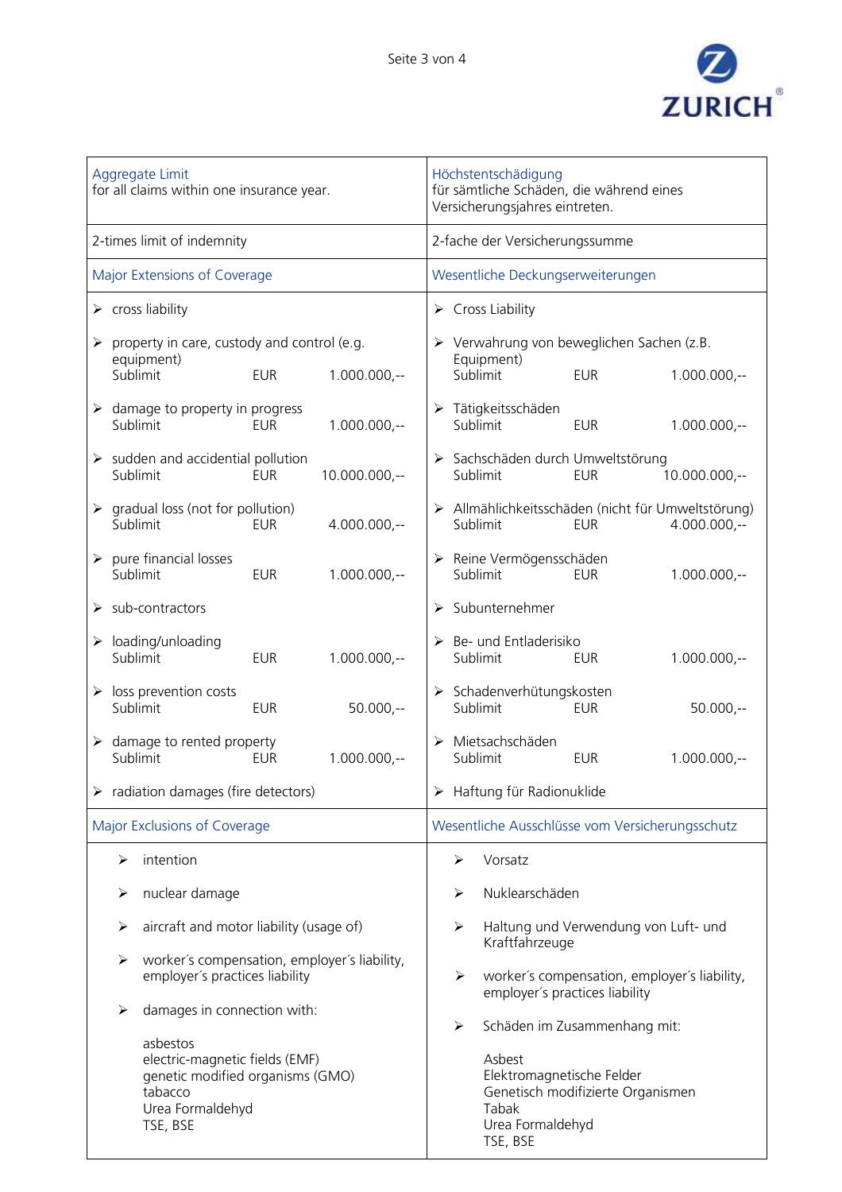| Aggregate Limit<br>for all claims within one insurance year. | Höchstentschädigung<br>für sämtliche Schäden, die während eines Versicherungsjahres eintreten. |
|---|---|
| 2-times limit of indemnity | 2-fache der Versicherungssumme |
| Major Extensions of Coverage | Wesentliche Deckungserweiterungen |
| ➢ cross liability<br><br>➢ property in care, custody and control (e.g. equipment)<br>Sublimit EUR 1.000.000,--<br><br>➢ damage to property in progress<br>Sublimit EUR 1.000.000,--<br><br>➢ sudden and accidential pollution<br>Sublimit EUR 10.000.000,--<br><br>➢ gradual loss (not for pollution)<br>Sublimit EUR 4.000.000,--<br><br>➢ pure financial losses<br>Sublimit EUR 1.000.000,--<br><br>➢ sub-contractors<br><br>➢ loading/unloading<br>Sublimit EUR 1.000.000,--<br><br>➢ loss prevention costs<br>Sublimit EUR 50.000,--<br><br>➢ damage to rented property<br>Sublimit EUR 1.000.000,--<br><br>➢ radiation damages (fire detectors) | ➢ Cross Liability<br><br>➢ Verwahrung von beweglichen Sachen (z.B. Equipment)<br>Sublimit EUR 1.000.000,--<br><br>➢ Tätigkeitsschäden<br>Sublimit EUR 1.000.000,--<br><br>➢ Sachschäden durch Umweltstörung<br>Sublimit EUR 10.000.000,--<br><br>➢ Allmählichkeitsschäden (nicht für Umweltstörung)<br>Sublimit EUR 4.000.000,--<br><br>➢ Reine Vermögensschäden<br>Sublimit EUR 1.000.000,--<br><br>➢ Subunternehmer<br><br>➢ Be- und Entladerisiko<br>Sublimit EUR 1.000.000,--<br><br>➢ Schadenverhütungskosten<br>Sublimit EUR 50.000,--<br><br>➢ Mietsachschäden<br>Sublimit EUR 1.000.000,--<br><br>➢ Haftung für Radionuklide |
| Major Exclusions of Coverage | Wesentliche Ausschlüsse vom Versicherungsschutz |
| ➢ intention<br><br>➢ nuclear damage<br><br>➢ aircraft and motor liability (usage of)<br><br>➢ worker´s compensation, employer´s liability, employer´s practices liability<br><br>➢ damages in connection with:<br><br>asbestos<br>electric-magnetic fields (EMF)<br>genetic modified organisms (GMO)<br>tabacco<br>Urea Formaldehyd<br>TSE, BSE | ➢ Vorsatz<br><br>➢ Nuklearschäden<br><br>➢ Haltung und Verwendung von Luft- und Kraftfahrzeuge<br><br>➢ worker´s compensation, employer´s liability, employer´s practices liability<br><br>➢ Schäden im Zusammenhang mit:<br><br>Asbest<br>Elektromagnetische Felder<br>Genetisch modifizierte Organismen<br>Tabak<br>Urea Formaldehyd<br>TSE, BSE |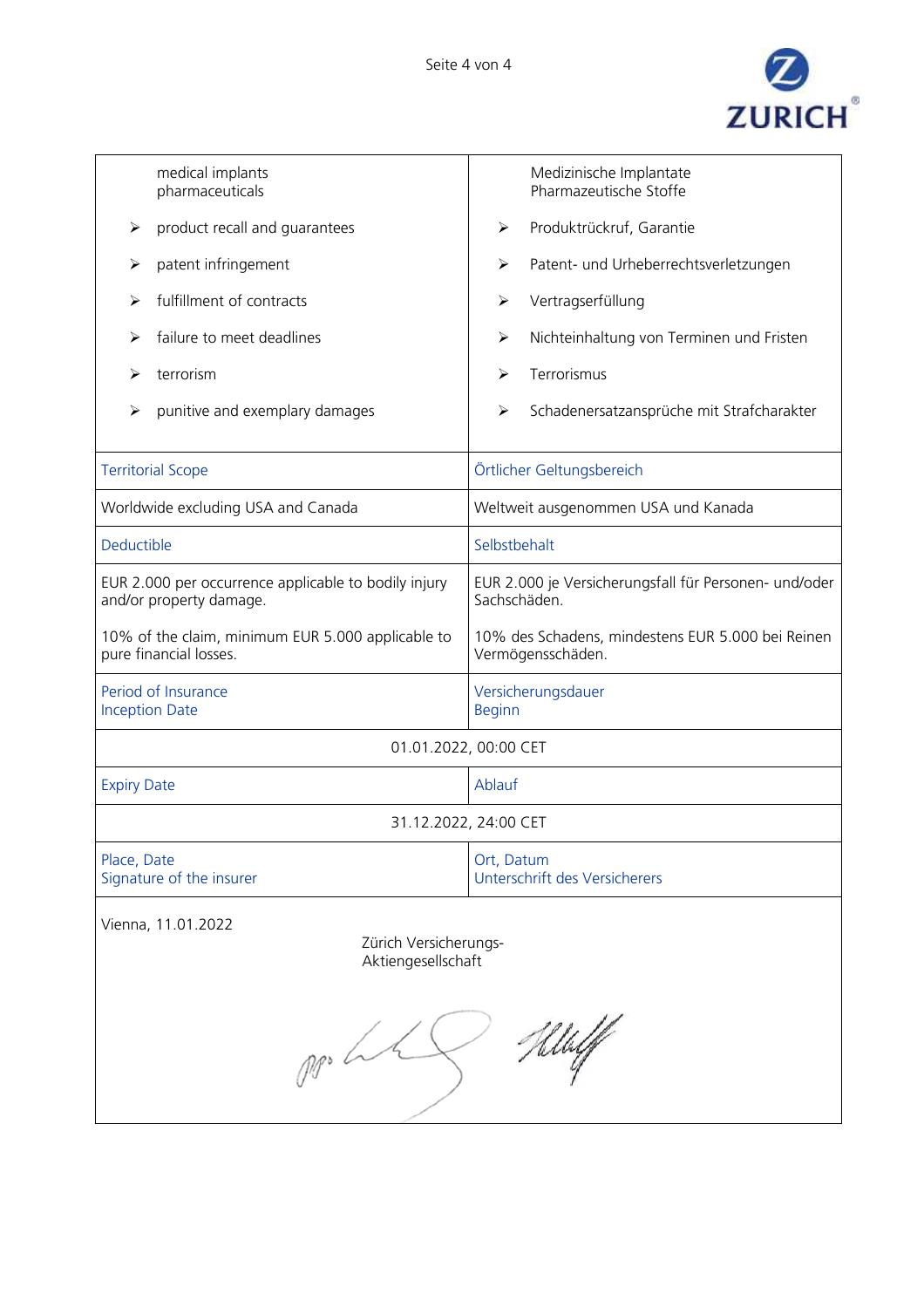| | |
|---|---|
| medical implants<br>pharmaceuticals<br><br>➢ product recall and guarantees<br><br>➢ patent infringement<br><br>➢ fulfillment of contracts<br><br>➢ failure to meet deadlines<br><br>➢ terrorism<br><br>➢ punitive and exemplary damages | Medizinische Implantate<br>Pharmazeutische Stoffe<br><br>➢ Produktrückruf, Garantie<br><br>➢ Patent- und Urheberrechtsverletzungen<br><br>➢ Vertragserfüllung<br><br>➢ Nichteinhaltung von Terminen und Fristen<br><br>➢ Terrorismus<br><br>➢ Schadenersatzansprüche mit Strafcharakter |
| Territorial Scope | Örtlicher Geltungsbereich |
| Worldwide excluding USA and Canada | Weltweit ausgenommen USA und Kanada |
| Deductible | Selbstbehalt |
| EUR 2.000 per occurrence applicable to bodily injury and/or property damage.<br><br>10% of the claim, minimum EUR 5.000 applicable to pure financial losses. | EUR 2.000 je Versicherungsfall für Personen- und/oder Sachschäden.<br><br>10% des Schadens, mindestens EUR 5.000 bei Reinen Vermögensschäden. |
| Period of Insurance<br>Inception Date | Versicherungsdauer<br>Beginn |
| 01.01.2022, 00:00 CET | |
| Expiry Date | Ablauf |
| 31.12.2022, 24:00 CET | |
| Place, Date<br>Signature of the insurer | Ort, Datum<br>Unterschrift des Versicherers |
| Vienna, 11.01.2022<br><br>Zürich Versicherungs-Aktiengesellschaft | |